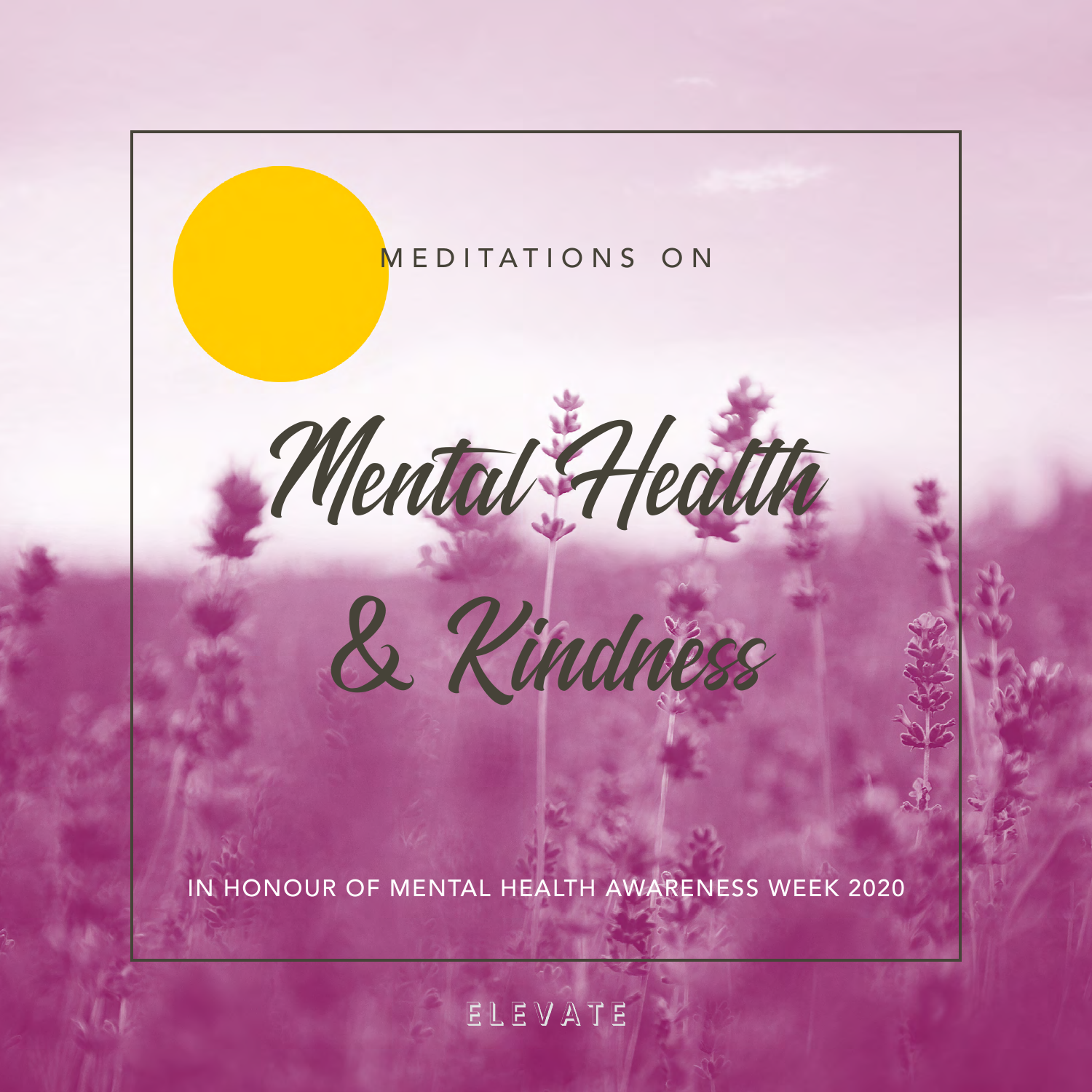MEDITATIONS ON

# Mental Health & Kindness

IN HONOUR OF MENTAL HEALTH AWARENESS WEEK 2020

ELEVATE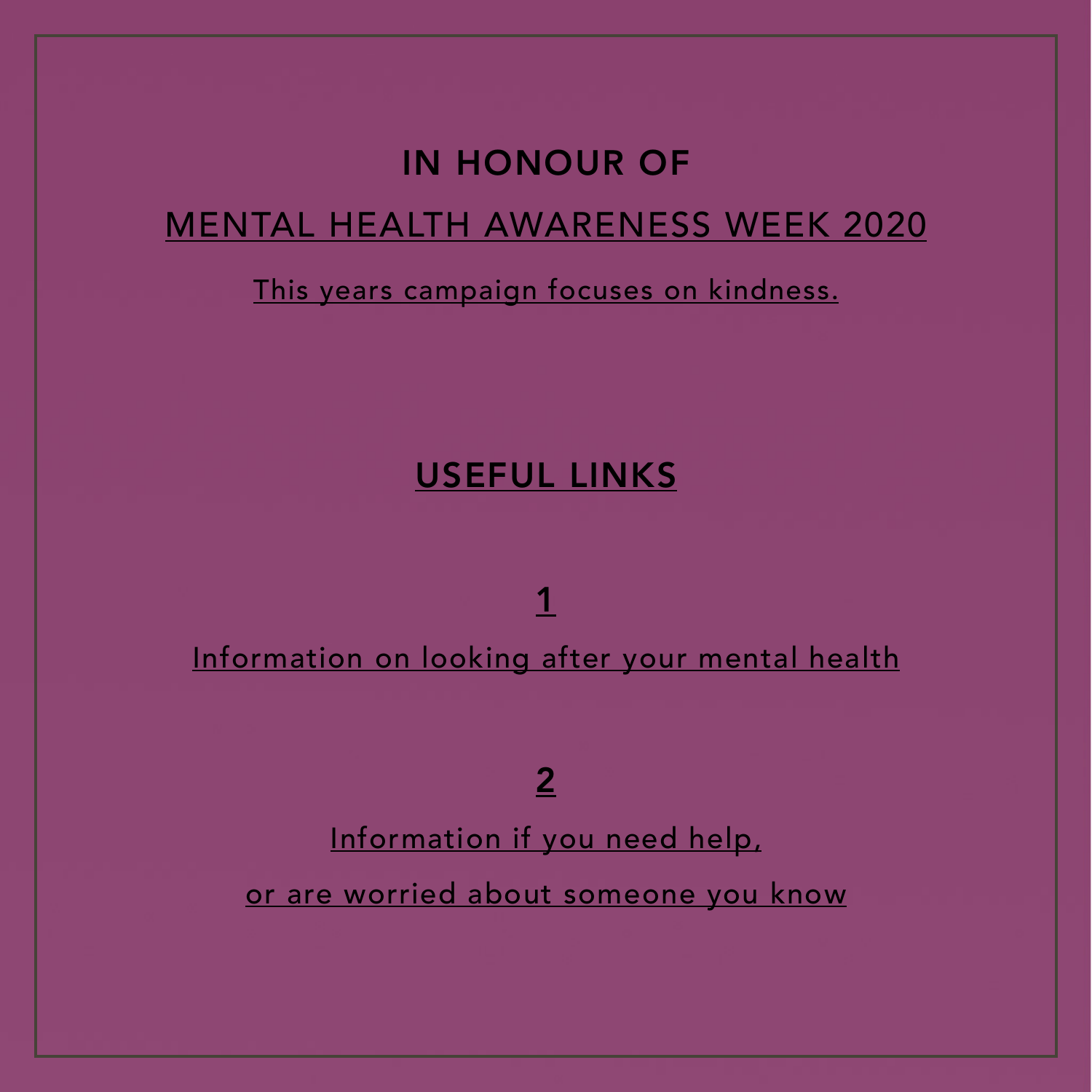## IN HONOUR OF

MENTAL HEALTH AWARENESS WEEK 2020

This years campaign focuses on kindness.

## USEFUL LINKS

**1**

Information on looking after your mental health

**2**

Information if you need help,

or are worried about someone you know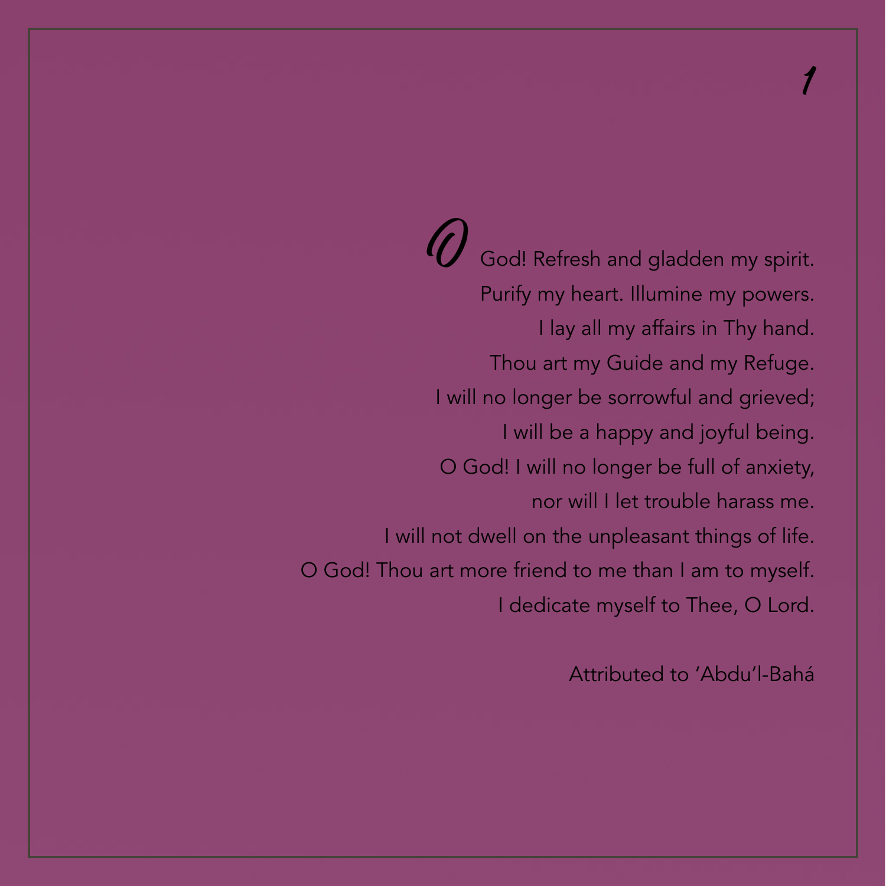O God! Refresh and gladden my spirit.  
Purify my heart. Illumine my powers.  
I lay all my affairs in Thy hand.  
Thou art my Guide and my Refuge.  
I will no longer be sorrowful and grieved;  
I will be a happy and joyful being.  
O God! I will no longer be full of anxiety,  
nor will I let trouble harass me.  
I will not dwell on the unpleasant things of life.  
O God! Thou art more friend to me than I am to myself.  
I dedicate myself to Thee, O Lord.

Attributed to ‘Abdu’l-Bahá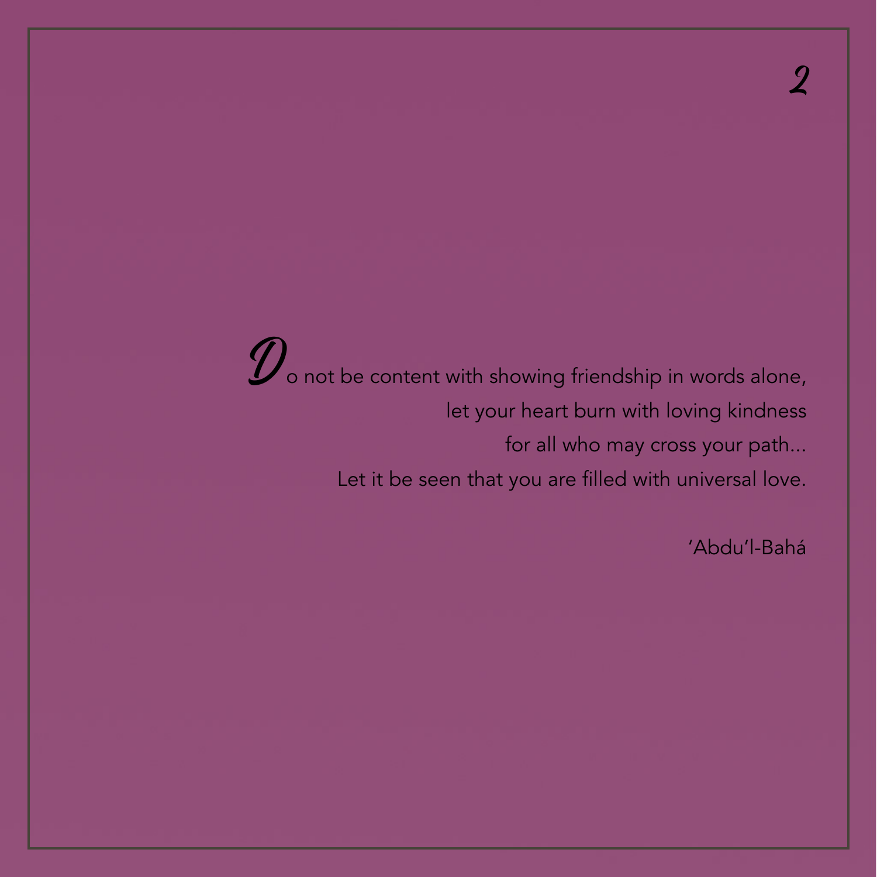Do not be content with showing friendship in words alone,
let your heart burn with loving kindness
for all who may cross your path...
Let it be seen that you are filled with universal love.

'Abdu'l-Bahá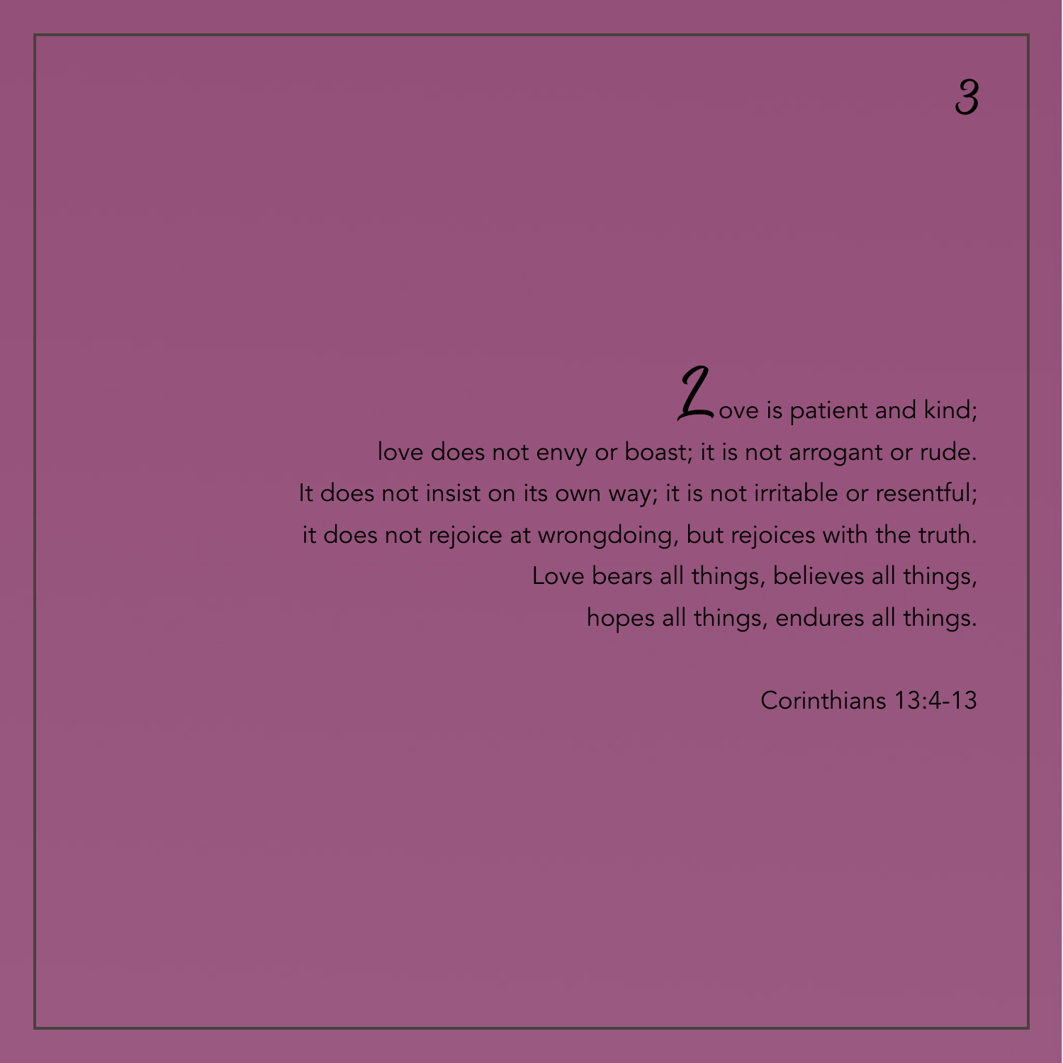Love is patient and kind;
love does not envy or boast; it is not arrogant or rude.
It does not insist on its own way; it is not irritable or resentful;
it does not rejoice at wrongdoing, but rejoices with the truth.
Love bears all things, believes all things,
hopes all things, endures all things.

Corinthians 13:4-13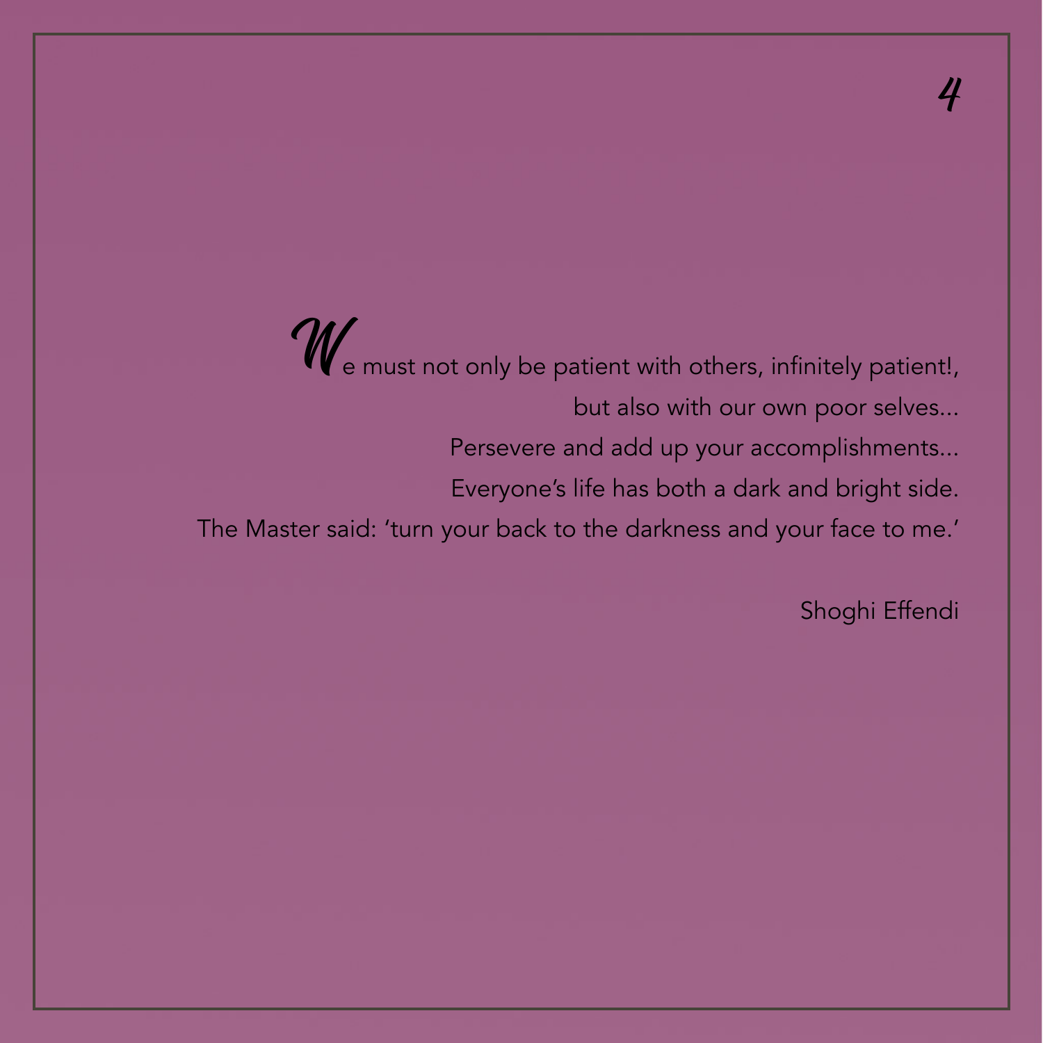We must not only be patient with others, infinitely patient!,
but also with our own poor selves...
Persevere and add up your accomplishments...
Everyone's life has both a dark and bright side.
The Master said: 'turn your back to the darkness and your face to me.'

Shoghi Effendi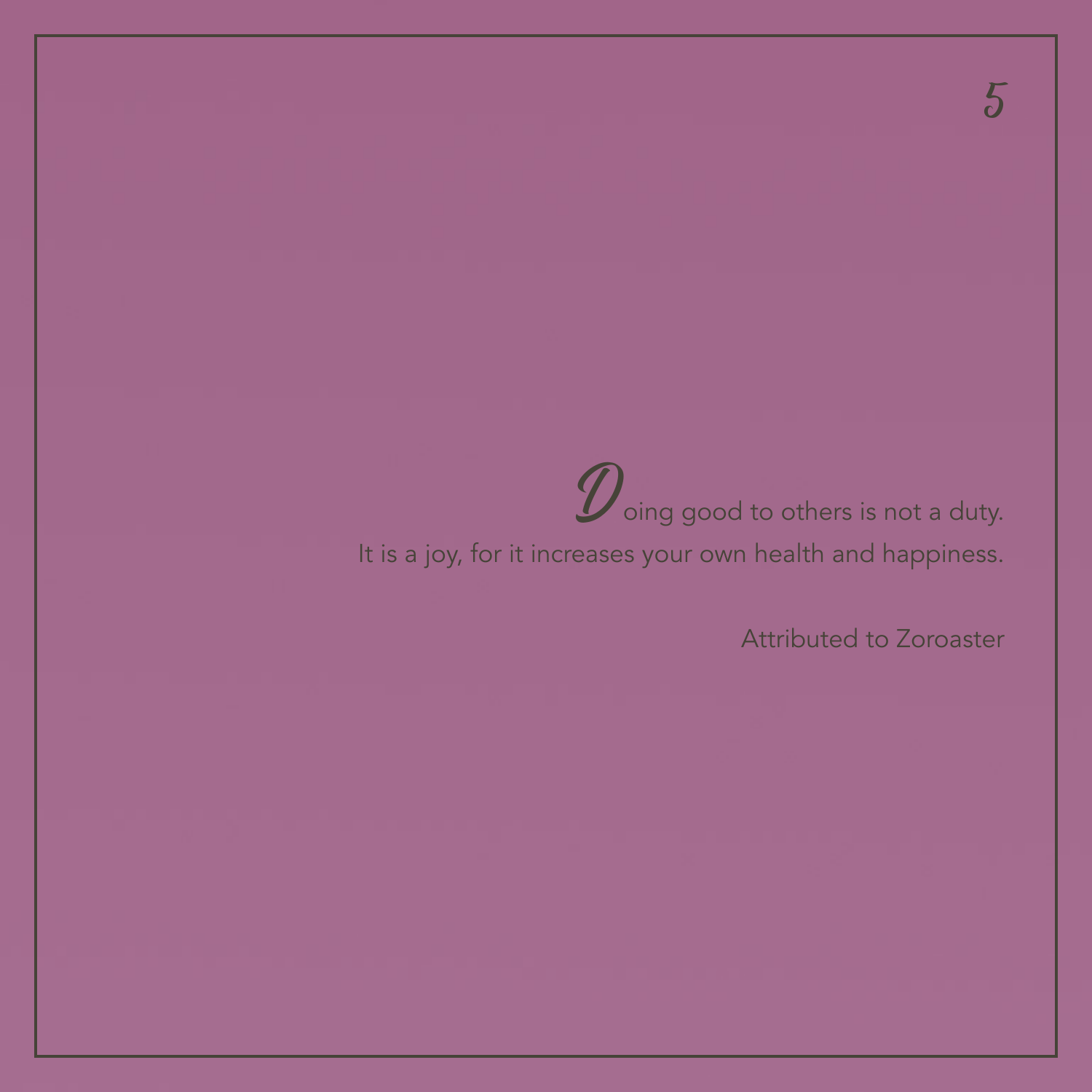Doing good to others is not a duty.
It is a joy, for it increases your own health and happiness.

Attributed to Zoroaster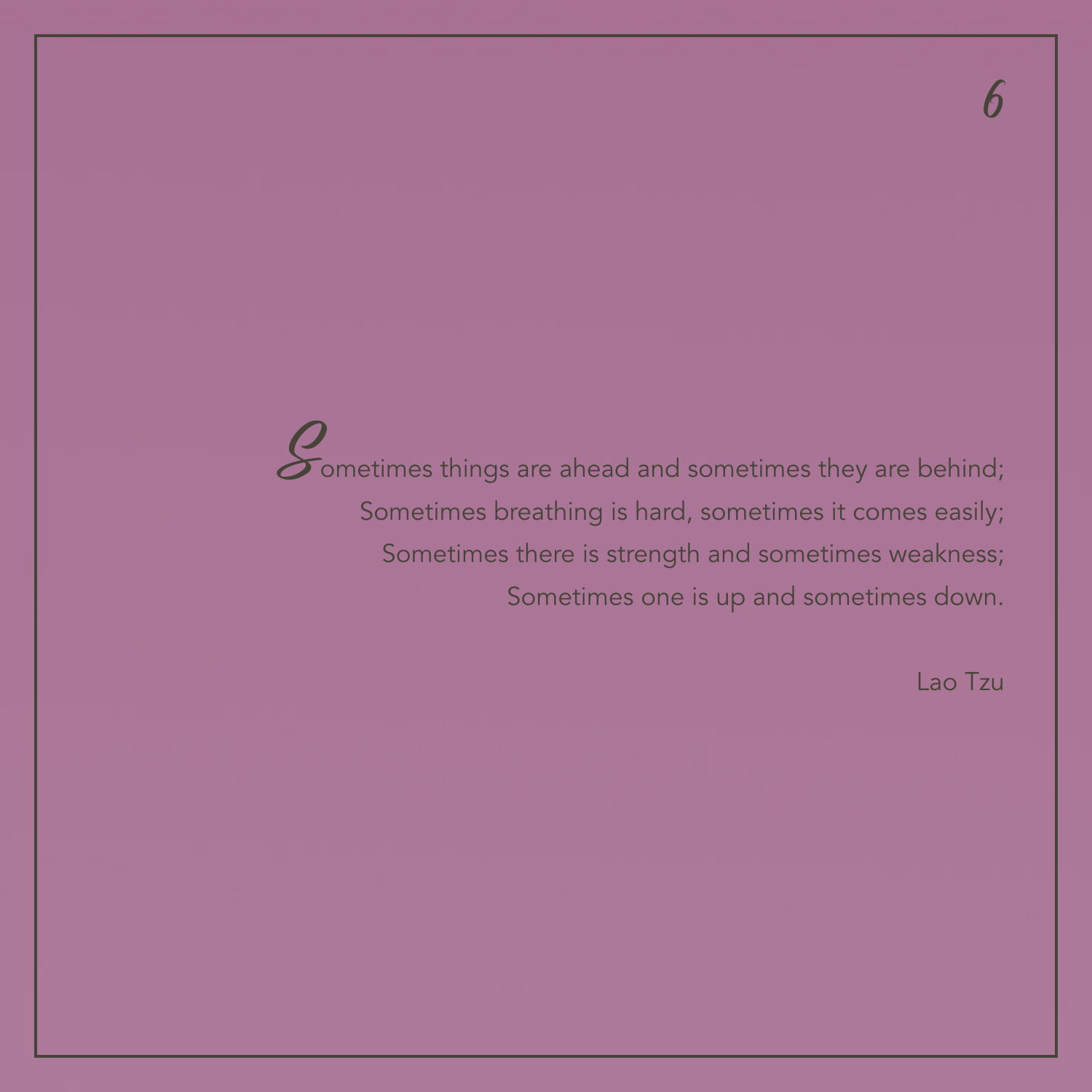Sometimes things are ahead and sometimes they are behind;
Sometimes breathing is hard, sometimes it comes easily;
Sometimes there is strength and sometimes weakness;
Sometimes one is up and sometimes down.

Lao Tzu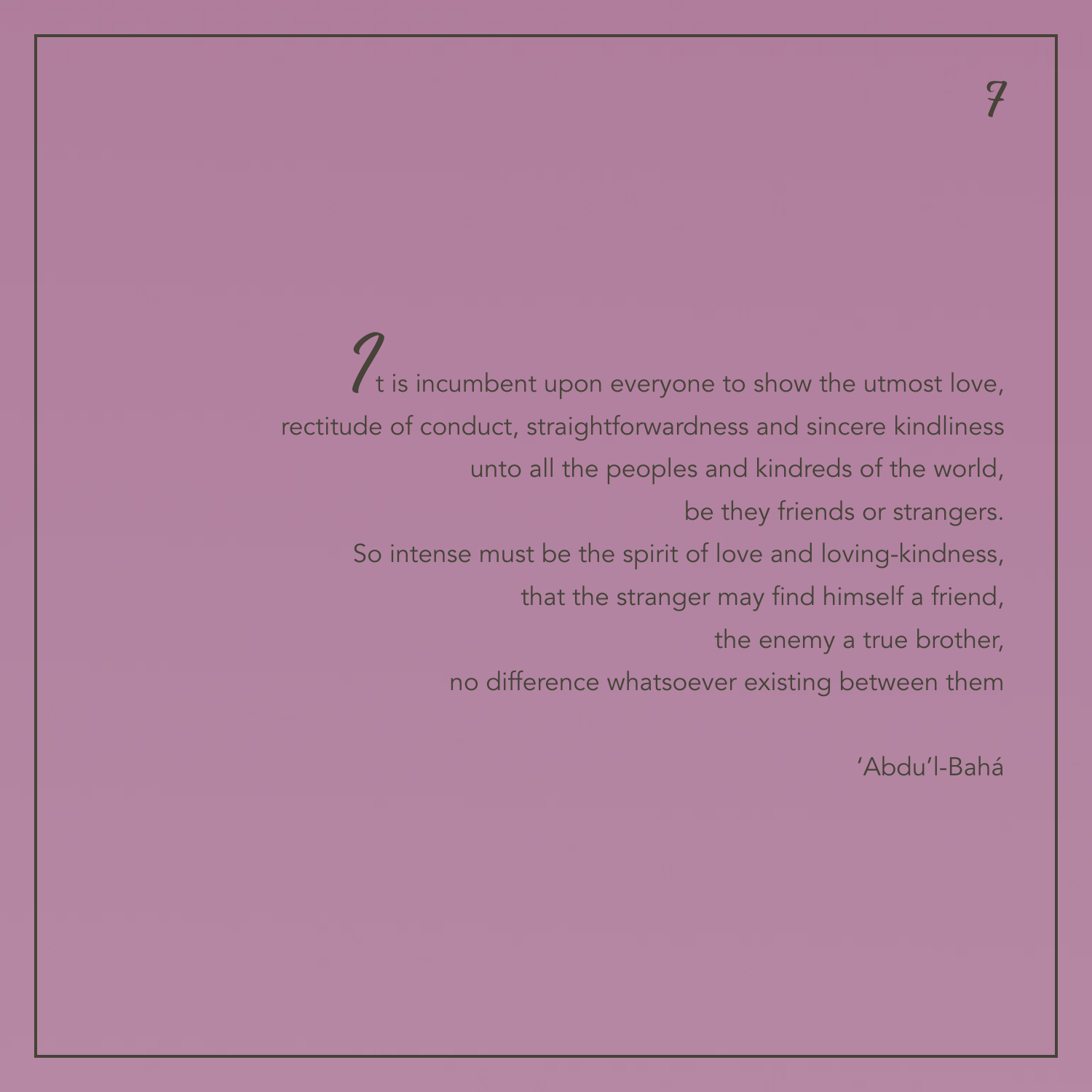It is incumbent upon everyone to show the utmost love,
rectitude of conduct, straightforwardness and sincere kindliness
unto all the peoples and kindreds of the world,
be they friends or strangers.
So intense must be the spirit of love and loving-kindness,
that the stranger may find himself a friend,
the enemy a true brother,
no difference whatsoever existing between them

'Abdu'l-Bahá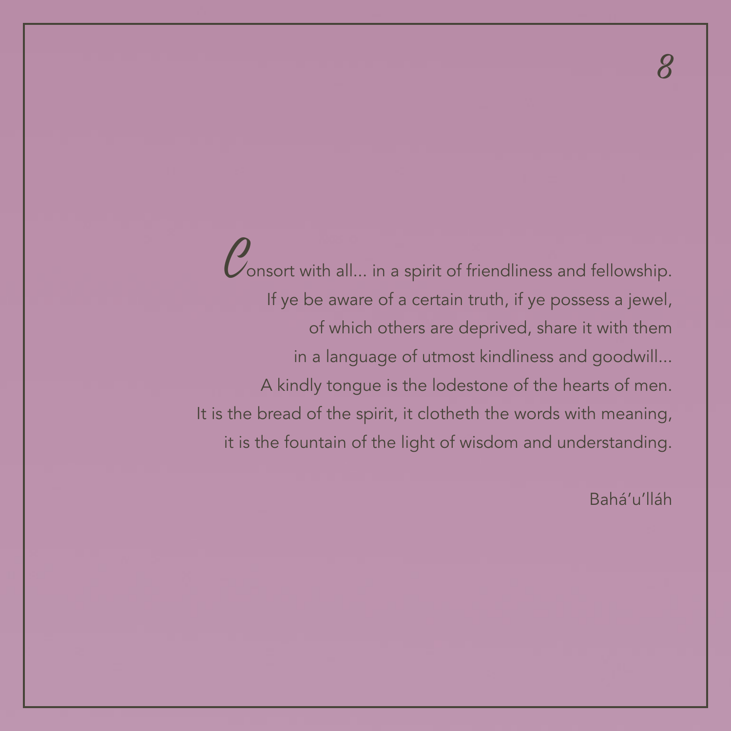Consort with all... in a spirit of friendliness and fellowship.
If ye be aware of a certain truth, if ye possess a jewel,
of which others are deprived, share it with them
in a language of utmost kindliness and goodwill...
A kindly tongue is the lodestone of the hearts of men.
It is the bread of the spirit, it clotheth the words with meaning,
it is the fountain of the light of wisdom and understanding.

Bahá'u'lláh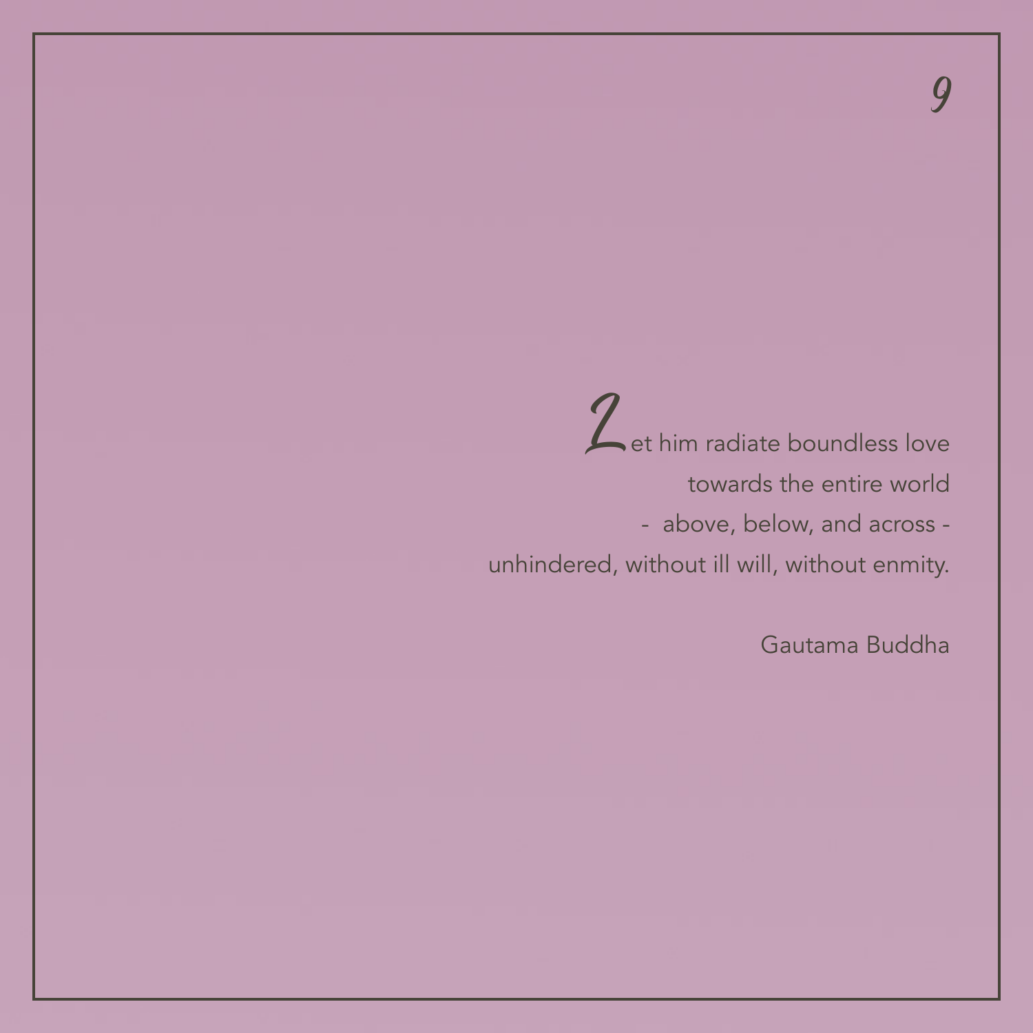Let him radiate boundless love
towards the entire world
- above, below, and across -
unhindered, without ill will, without enmity.

Gautama Buddha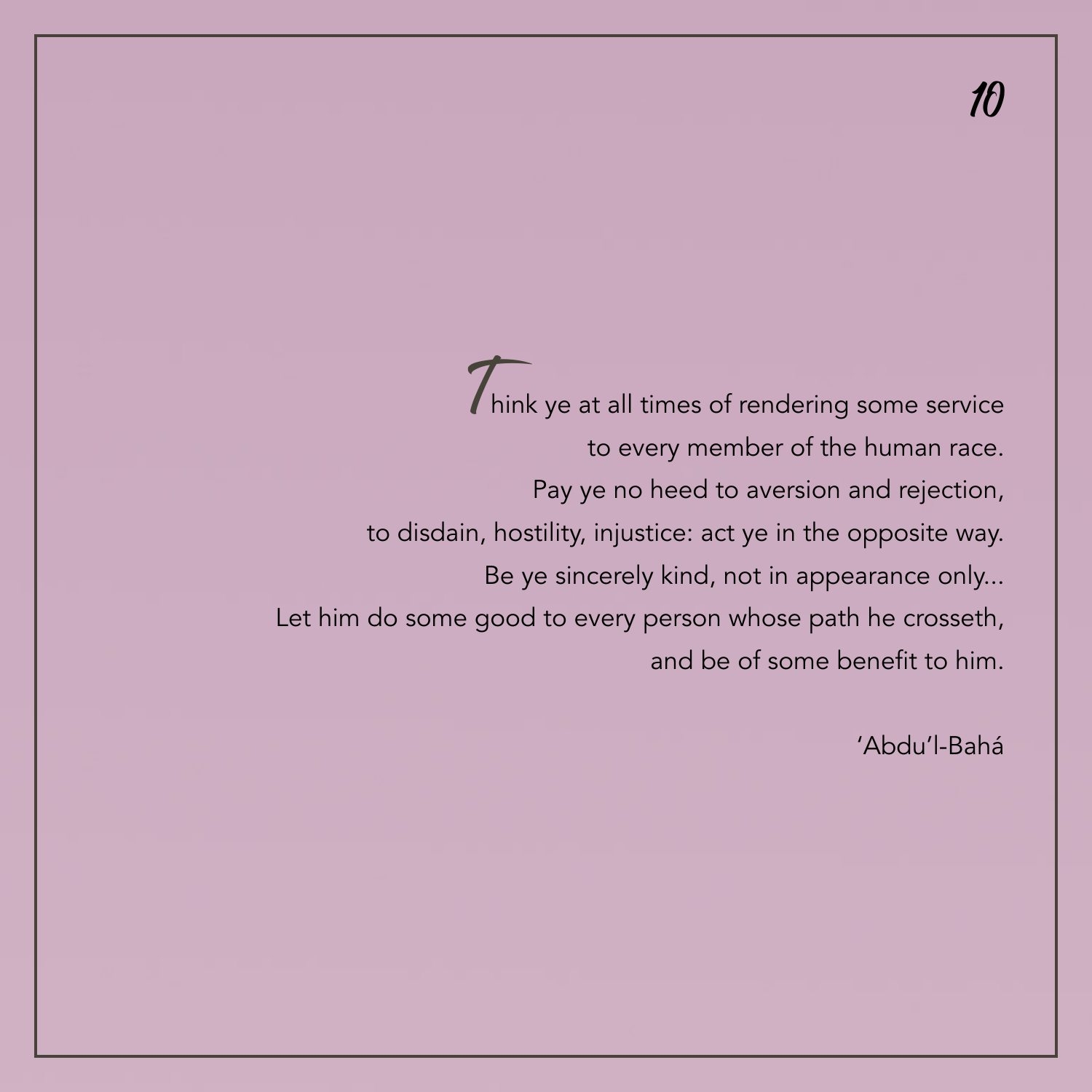Think ye at all times of rendering some service  
to every member of the human race.  
Pay ye no heed to aversion and rejection,  
to disdain, hostility, injustice: act ye in the opposite way.  
Be ye sincerely kind, not in appearance only...  
Let him do some good to every person whose path he crosseth,  
and be of some benefit to him.

'Abdu'l-Bahá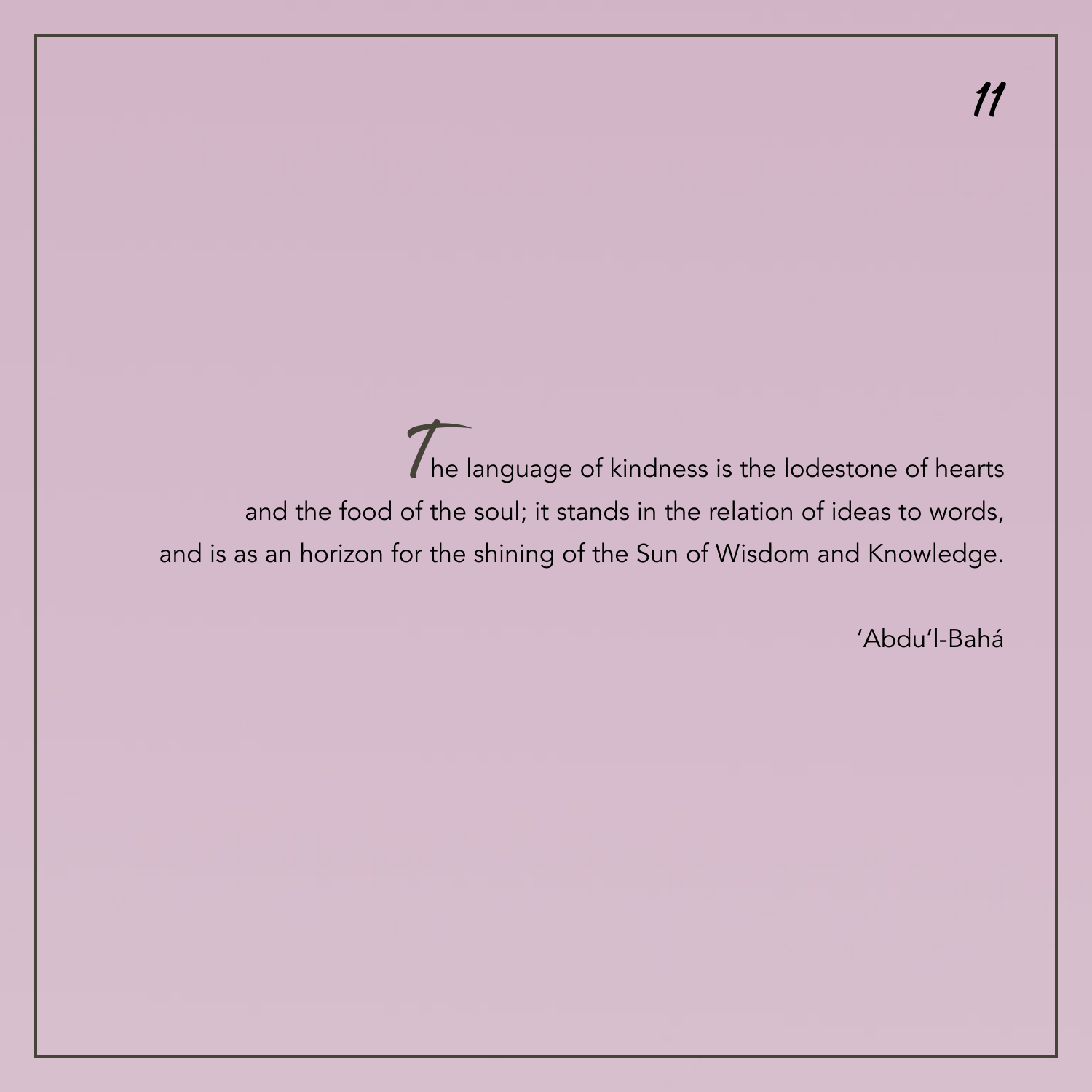The language of kindness is the lodestone of hearts and the food of the soul; it stands in the relation of ideas to words, and is as an horizon for the shining of the Sun of Wisdom and Knowledge.

'Abdu'l-Bahá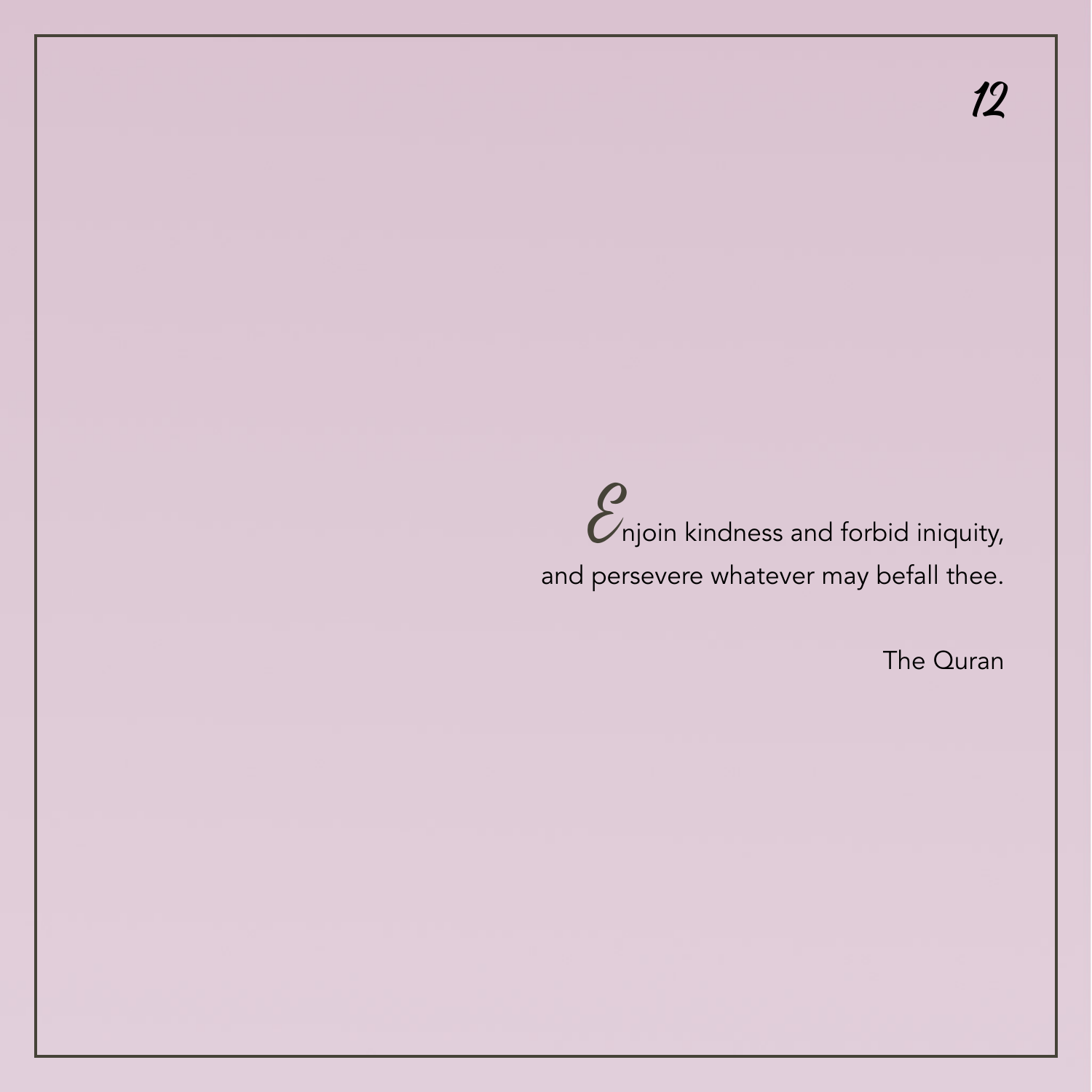Enjoin kindness and forbid iniquity,
and persevere whatever may befall thee.

The Quran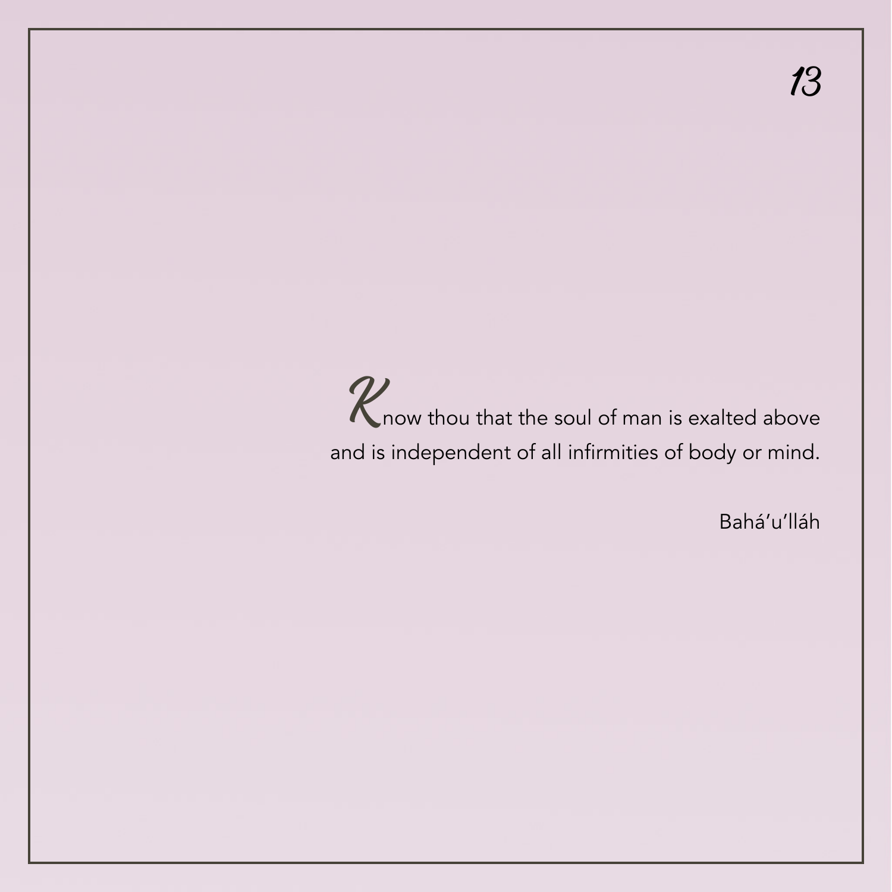Know thou that the soul of man is exalted above and is independent of all infirmities of body or mind.

Bahá'u'lláh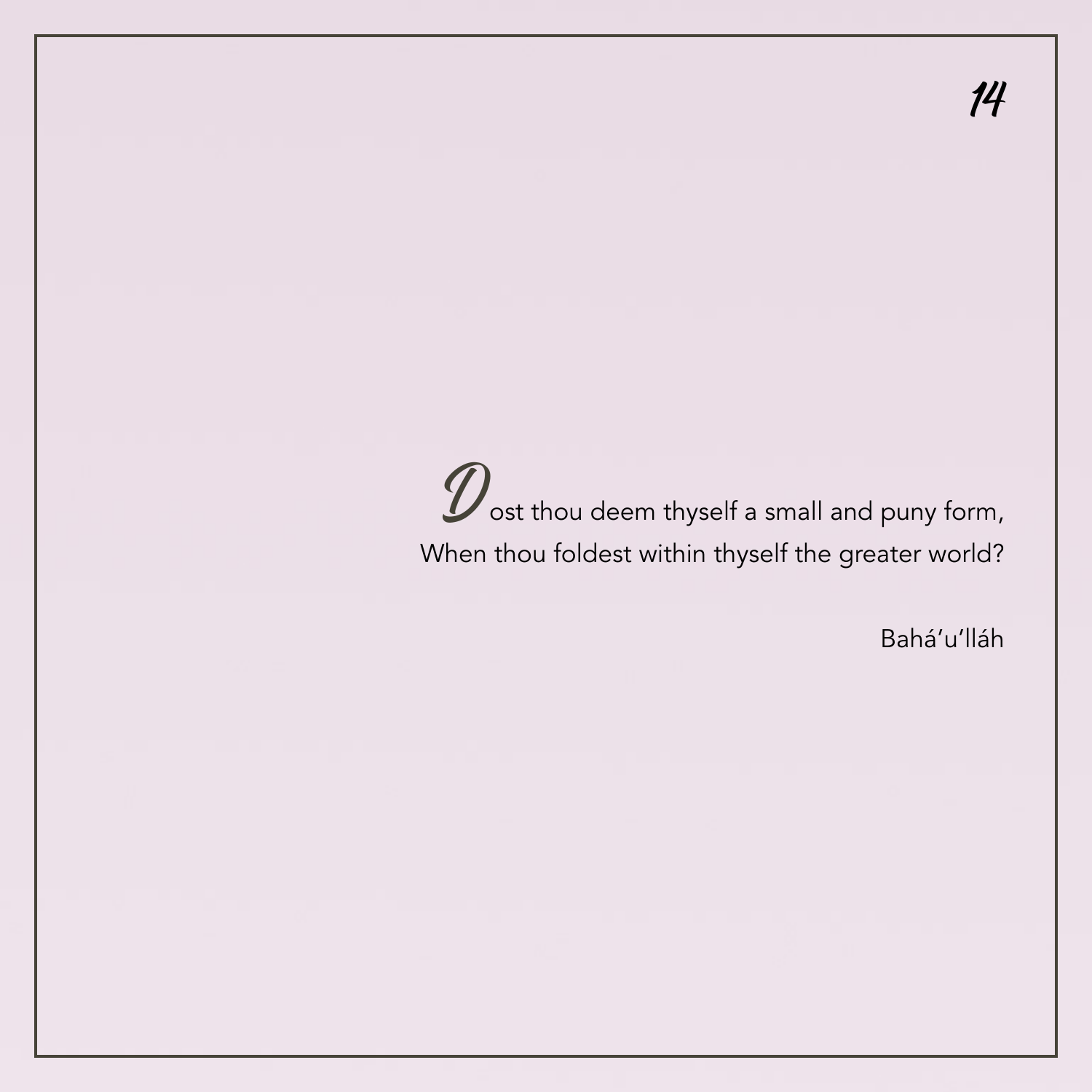Dost thou deem thyself a small and puny form,
When thou foldest within thyself the greater world?

Bahá'u'lláh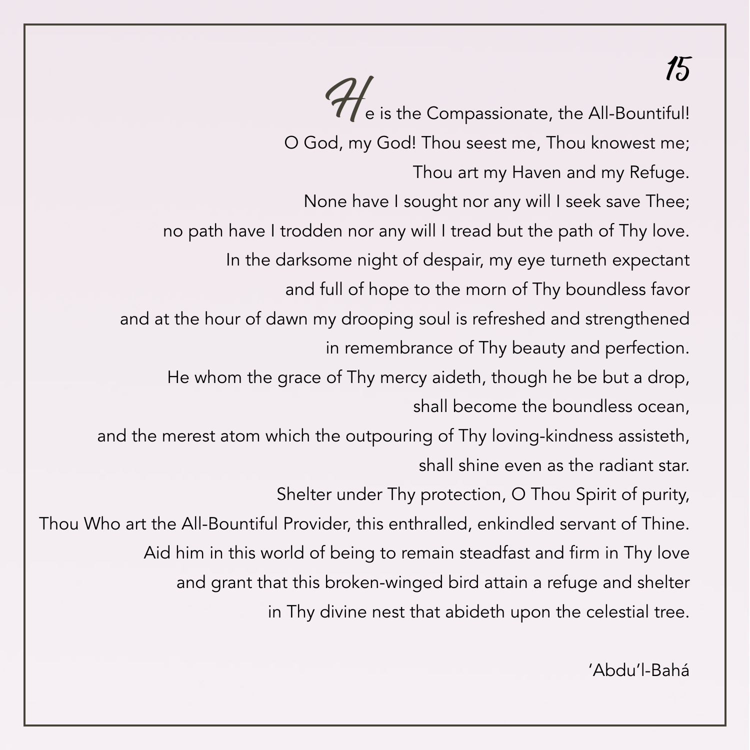He is the Compassionate, the All-Bountiful!
O God, my God! Thou seest me, Thou knowest me;
Thou art my Haven and my Refuge.
None have I sought nor any will I seek save Thee;
no path have I trodden nor any will I tread but the path of Thy love.
In the darksome night of despair, my eye turneth expectant
and full of hope to the morn of Thy boundless favor
and at the hour of dawn my drooping soul is refreshed and strengthened
in remembrance of Thy beauty and perfection.
He whom the grace of Thy mercy aideth, though he be but a drop,
shall become the boundless ocean,
and the merest atom which the outpouring of Thy loving-kindness assisteth,
shall shine even as the radiant star.
Shelter under Thy protection, O Thou Spirit of purity,
Thou Who art the All-Bountiful Provider, this enthralled, enkindled servant of Thine.
Aid him in this world of being to remain steadfast and firm in Thy love
and grant that this broken-winged bird attain a refuge and shelter
in Thy divine nest that abideth upon the celestial tree.

'Abdu'l-Bahá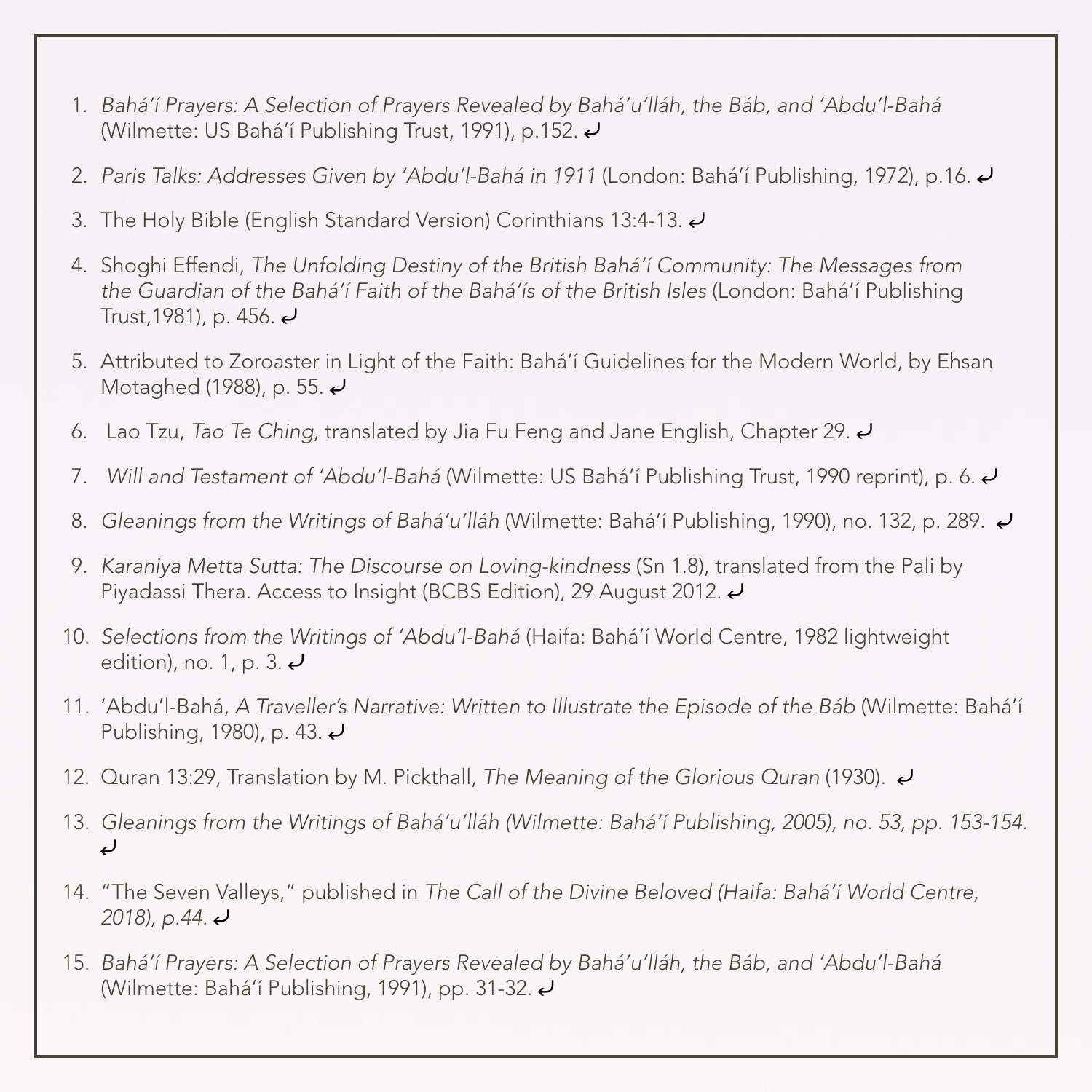1. *Bahá'í Prayers: A Selection of Prayers Revealed by Bahá'u'lláh, the Báb, and 'Abdu'l-Bahá* (Wilmette: US Bahá'í Publishing Trust, 1991), p.152. ↩
2. *Paris Talks: Addresses Given by 'Abdu'l-Bahá in 1911* (London: Bahá'í Publishing, 1972), p.16. ↩
3. The Holy Bible (English Standard Version) Corinthians 13:4-13. ↩
4. Shoghi Effendi, *The Unfolding Destiny of the British Bahá'í Community: The Messages from the Guardian of the Bahá'í Faith of the Bahá'ís of the British Isles* (London: Bahá'í Publishing Trust,1981), p. 456. ↩
5. Attributed to Zoroaster in Light of the Faith: Bahá'í Guidelines for the Modern World, by Ehsan Motaghed (1988), p. 55. ↩
6. Lao Tzu, *Tao Te Ching*, translated by Jia Fu Feng and Jane English, Chapter 29. ↩
7. *Will and Testament of 'Abdu'l-Bahá* (Wilmette: US Bahá'í Publishing Trust, 1990 reprint), p. 6. ↩
8. *Gleanings from the Writings of Bahá'u'lláh* (Wilmette: Bahá'í Publishing, 1990), no. 132, p. 289. ↩
9. *Karaniya Metta Sutta: The Discourse on Loving-kindness* (Sn 1.8), translated from the Pali by Piyadassi Thera. Access to Insight (BCBS Edition), 29 August 2012. ↩
10. *Selections from the Writings of 'Abdu'l-Bahá* (Haifa: Bahá'í World Centre, 1982 lightweight edition), no. 1, p. 3. ↩
11. 'Abdu'l-Bahá, *A Traveller's Narrative: Written to Illustrate the Episode of the Báb* (Wilmette: Bahá'í Publishing, 1980), p. 43. ↩
12. Quran 13:29, Translation by M. Pickthall, *The Meaning of the Glorious Quran* (1930). ↩
13. *Gleanings from the Writings of Bahá'u'lláh (Wilmette: Bahá'í Publishing, 2005), no. 53, pp. 153-154.* ↩
14. "The Seven Valleys," published in *The Call of the Divine Beloved (Haifa: Bahá'í World Centre, 2018), p.44.* ↩
15. *Bahá'í Prayers: A Selection of Prayers Revealed by Bahá'u'lláh, the Báb, and 'Abdu'l-Bahá* (Wilmette: Bahá'í Publishing, 1991), pp. 31-32. ↩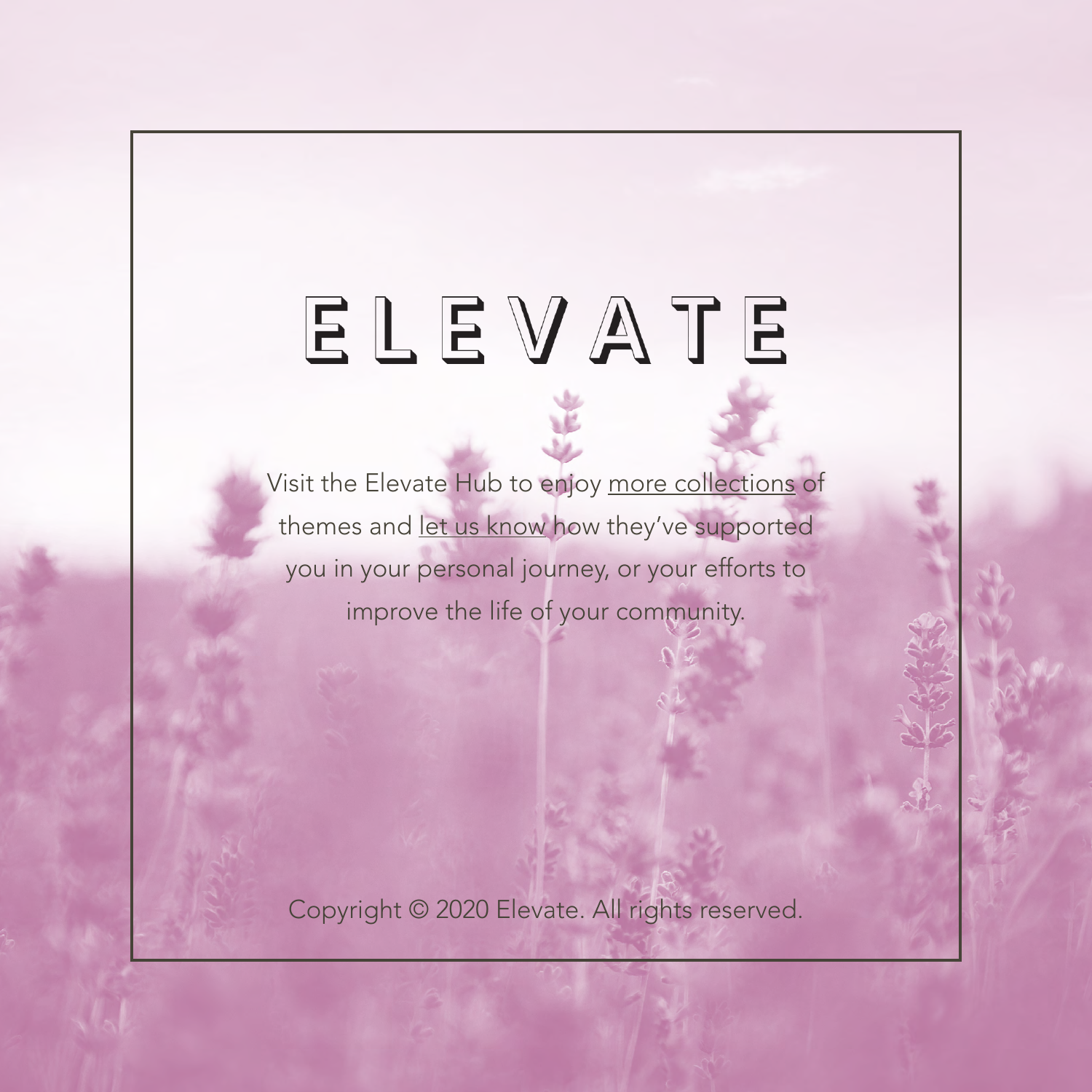# ELEVATE

Visit the Elevate Hub to enjoy more collections of themes and let us know how they've supported you in your personal journey, or your efforts to improve the life of your community.

Copyright © 2020 Elevate. All rights reserved.